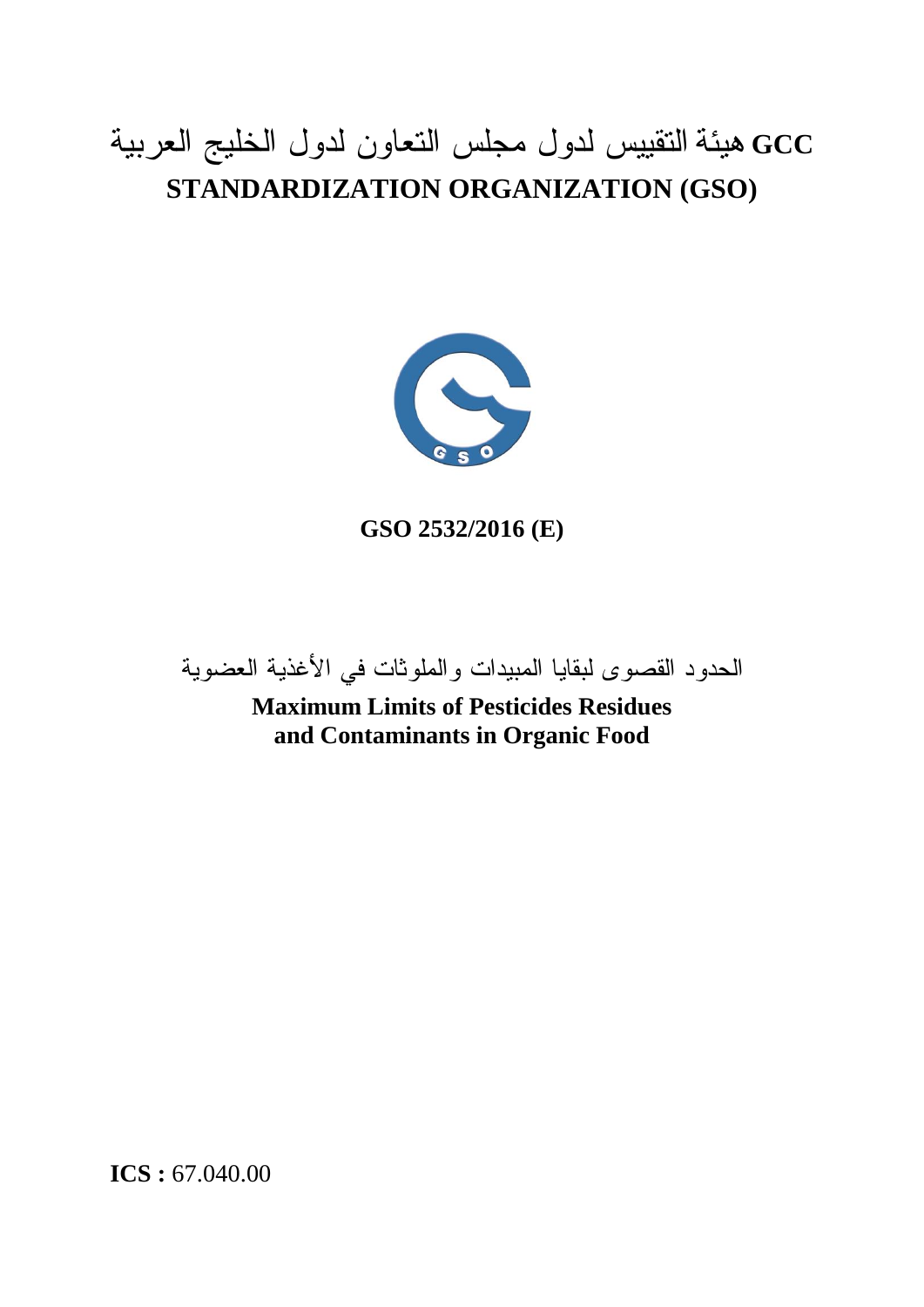# هيئة التقييس لدول مجلس التعاون لدول الخليج العربية GCC STANDARDIZATION ORGANIZATION (GSO)

**GSO 2532/2016 (E)**

الحدود القصوى لبقايا المبيدات والملوثات في الأغذية العضوية

**Maximum Limits of Pesticides Residues and Contaminants in Organic Food**

**ICS :** 67.040.00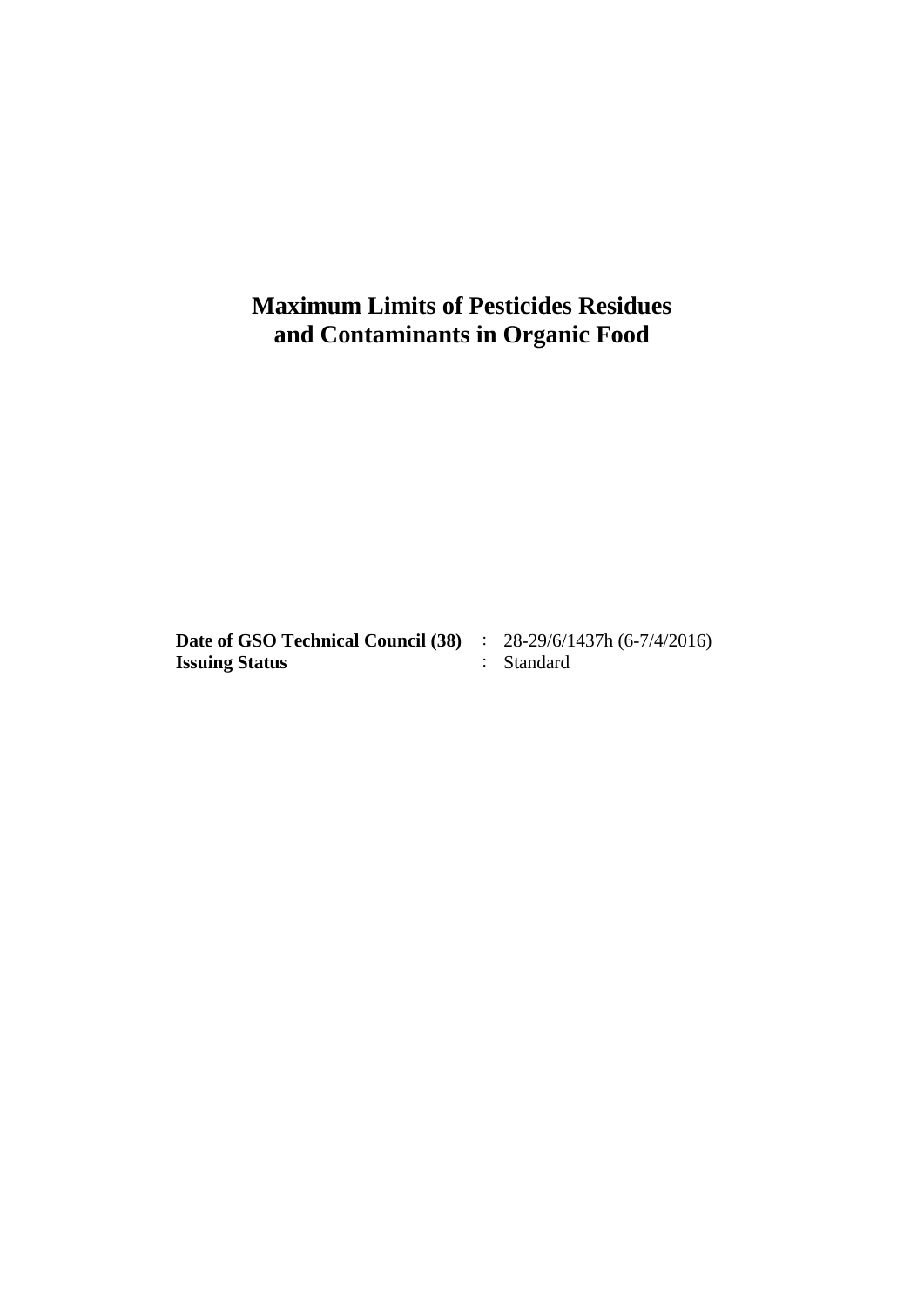# Maximum Limits of Pesticides Residues and Contaminants in Organic Food

| | | |
|---|---|---|
| **Date of GSO Technical Council (38)** | : | 28-29/6/1437h (6-7/4/2016) |
| **Issuing Status** | : | Standard |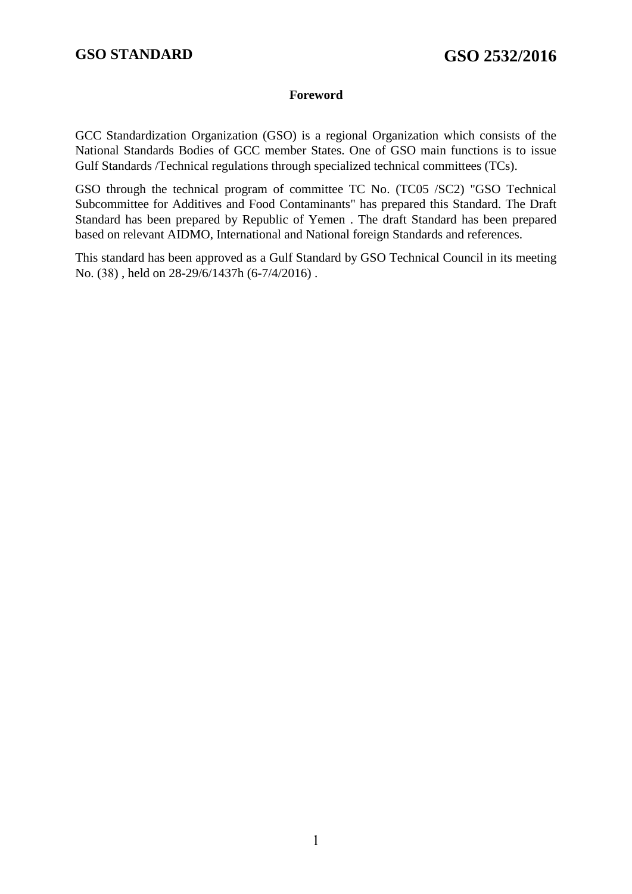**Foreword**

GCC Standardization Organization (GSO) is a regional Organization which consists of the National Standards Bodies of GCC member States. One of GSO main functions is to issue Gulf Standards /Technical regulations through specialized technical committees (TCs).

GSO through the technical program of committee TC No. (TC05 /SC2) "GSO Technical Subcommittee for Additives and Food Contaminants" has prepared this Standard. The Draft Standard has been prepared by Republic of Yemen . The draft Standard has been prepared based on relevant AIDMO, International and National foreign Standards and references.

This standard has been approved as a Gulf Standard by GSO Technical Council in its meeting No. (38) , held on 28-29/6/1437h (6-7/4/2016) .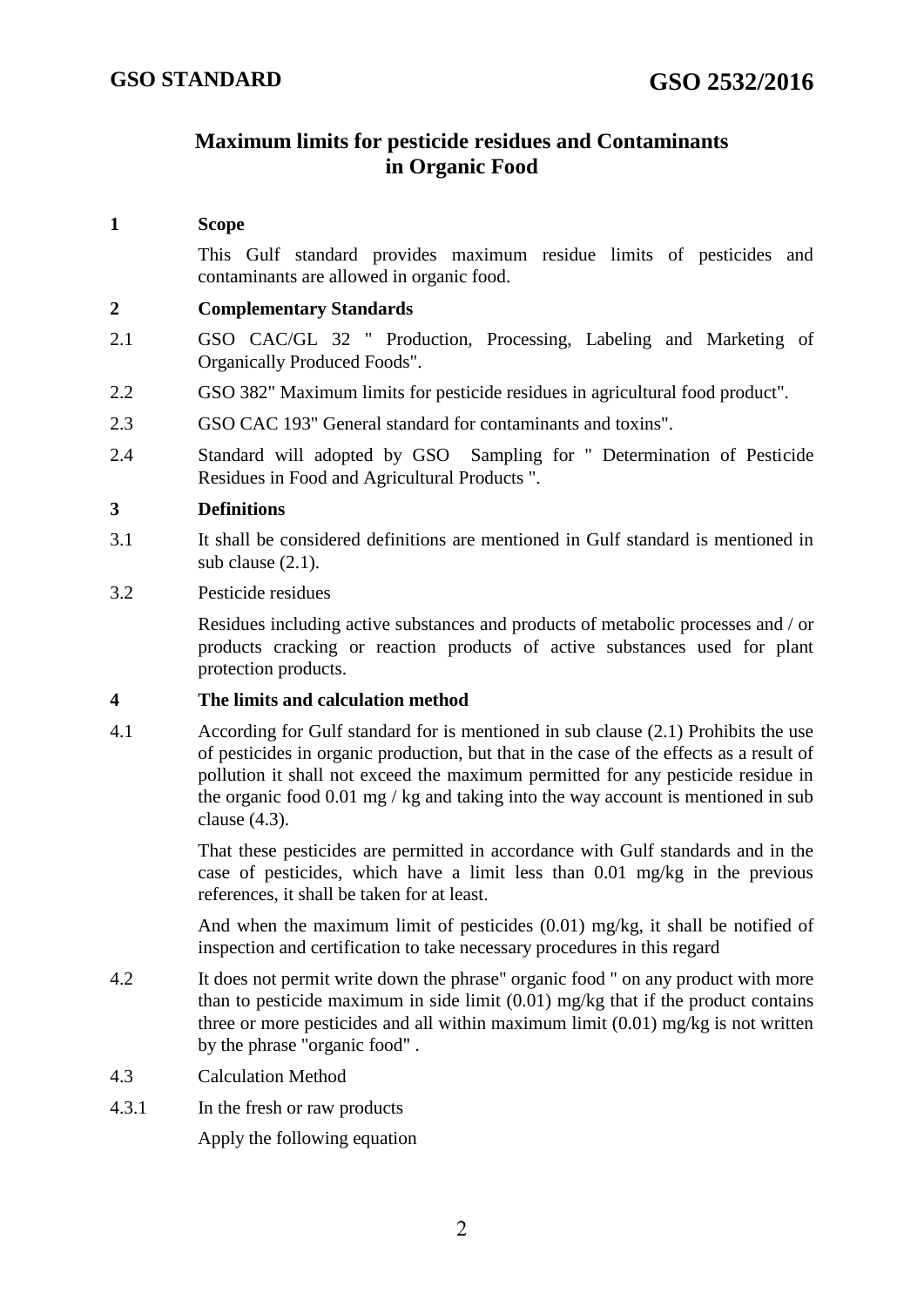# Maximum limits for pesticide residues and Contaminants in Organic Food

## 1 Scope

This Gulf standard provides maximum residue limits of pesticides and contaminants are allowed in organic food.

## 2 Complementary Standards

2.1 GSO CAC/GL 32 " Production, Processing, Labeling and Marketing of Organically Produced Foods".

2.2 GSO 382" Maximum limits for pesticide residues in agricultural food product".

2.3 GSO CAC 193" General standard for contaminants and toxins".

2.4 Standard will adopted by GSO Sampling for " Determination of Pesticide Residues in Food and Agricultural Products ".

## 3 Definitions

3.1 It shall be considered definitions are mentioned in Gulf standard is mentioned in sub clause (2.1).

3.2 Pesticide residues

Residues including active substances and products of metabolic processes and / or products cracking or reaction products of active substances used for plant protection products.

## 4 The limits and calculation method

4.1 According for Gulf standard for is mentioned in sub clause (2.1) Prohibits the use of pesticides in organic production, but that in the case of the effects as a result of pollution it shall not exceed the maximum permitted for any pesticide residue in the organic food 0.01 mg / kg and taking into the way account is mentioned in sub clause (4.3).

That these pesticides are permitted in accordance with Gulf standards and in the case of pesticides, which have a limit less than 0.01 mg/kg in the previous references, it shall be taken for at least.

And when the maximum limit of pesticides (0.01) mg/kg, it shall be notified of inspection and certification to take necessary procedures in this regard

4.2 It does not permit write down the phrase" organic food " on any product with more than to pesticide maximum in side limit (0.01) mg/kg that if the product contains three or more pesticides and all within maximum limit (0.01) mg/kg is not written by the phrase "organic food" .

4.3 Calculation Method

4.3.1 In the fresh or raw products

Apply the following equation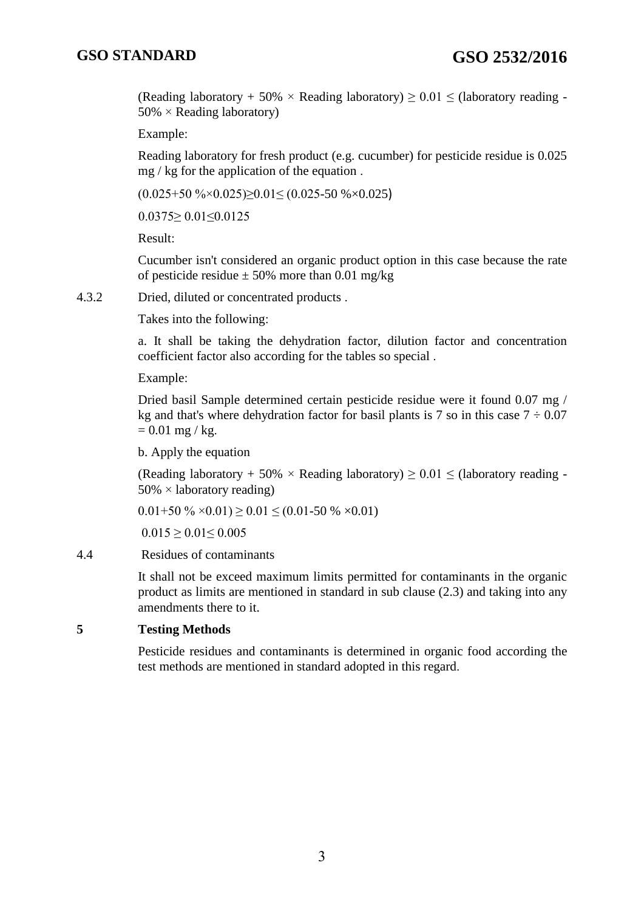(Reading laboratory + 50% × Reading laboratory) ≥ 0.01 ≤ (laboratory reading - 50% × Reading laboratory)

Example:

Reading laboratory for fresh product (e.g. cucumber) for pesticide residue is 0.025 mg / kg for the application of the equation .

$(0.025+50\ \%\times0.025)\geq0.01\leq(0.025-50\ \%\times0.025)$

$0.0375\geq 0.01\leq0.0125$

Result:

Cucumber isn't considered an organic product option in this case because the rate of pesticide residue ± 50% more than 0.01 mg/kg

4.3.2 Dried, diluted or concentrated products .

Takes into the following:

a. It shall be taking the dehydration factor, dilution factor and concentration coefficient factor also according for the tables so special .

Example:

Dried basil Sample determined certain pesticide residue were it found 0.07 mg / kg and that's where dehydration factor for basil plants is 7 so in this case $7 \div 0.07 = 0.01$ mg / kg.

b. Apply the equation

(Reading laboratory + 50% × Reading laboratory) ≥ 0.01 ≤ (laboratory reading - 50% × laboratory reading)

$0.01+50\ \%\times0.01) \geq 0.01 \leq (0.01-50\ \%\times0.01)$

$0.015 \geq 0.01\leq 0.005$

4.4 Residues of contaminants

It shall not be exceed maximum limits permitted for contaminants in the organic product as limits are mentioned in standard in sub clause (2.3) and taking into any amendments there to it.

## 5 Testing Methods

Pesticide residues and contaminants is determined in organic food according the test methods are mentioned in standard adopted in this regard.